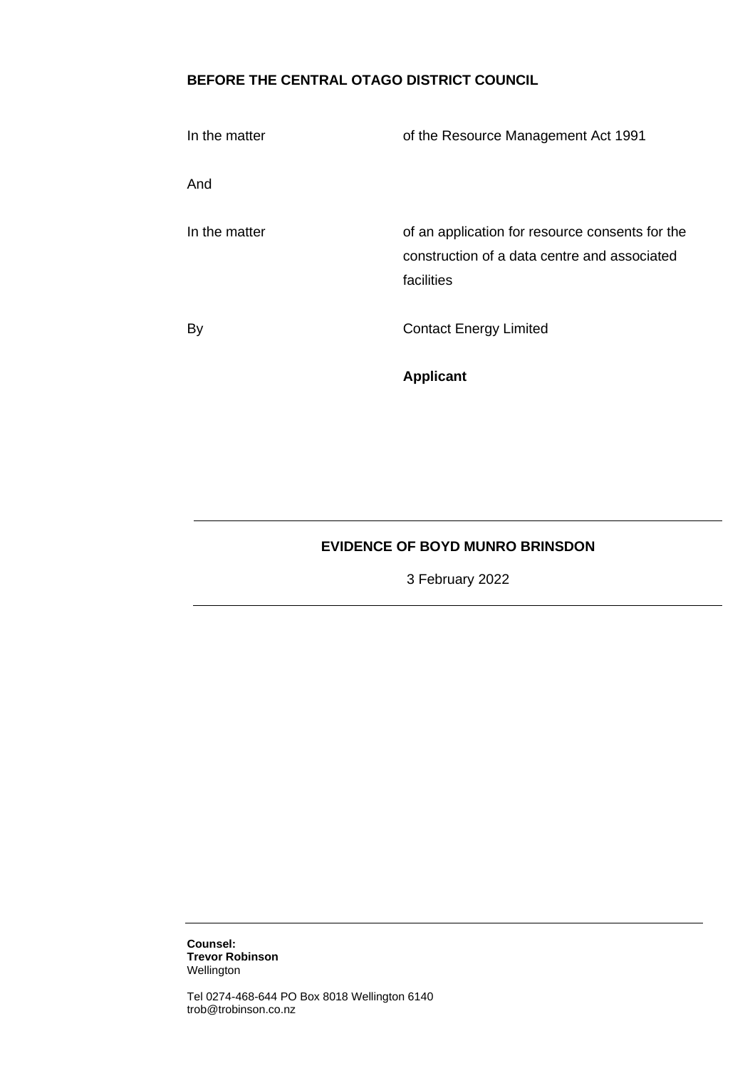**BEFORE THE CENTRAL OTAGO DISTRICT COUNCIL**

| | |
|---|---|
| In the matter | of the Resource Management Act 1991 |
| And | |
| In the matter | of an application for resource consents for the construction of a data centre and associated facilities |
| By | Contact Energy Limited |
| | **Applicant** |

---

**EVIDENCE OF BOYD MUNRO BRINSDON**

3 February 2022

---

**Counsel:**
**Trevor Robinson**
Wellington

Tel 0274-468-644 PO Box 8018 Wellington 6140
trob@trobinson.co.nz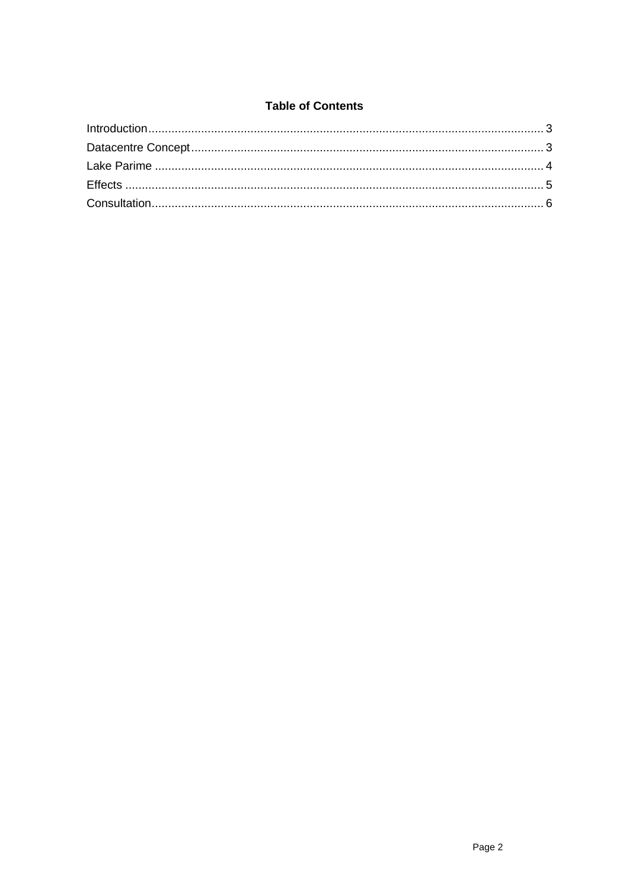# Table of Contents

Introduction........................................................................................................................ 3

Datacentre Concept.......................................................................................................... 3

Lake Parime ..................................................................................................................... 4

Effects .............................................................................................................................. 5

Consultation...................................................................................................................... 6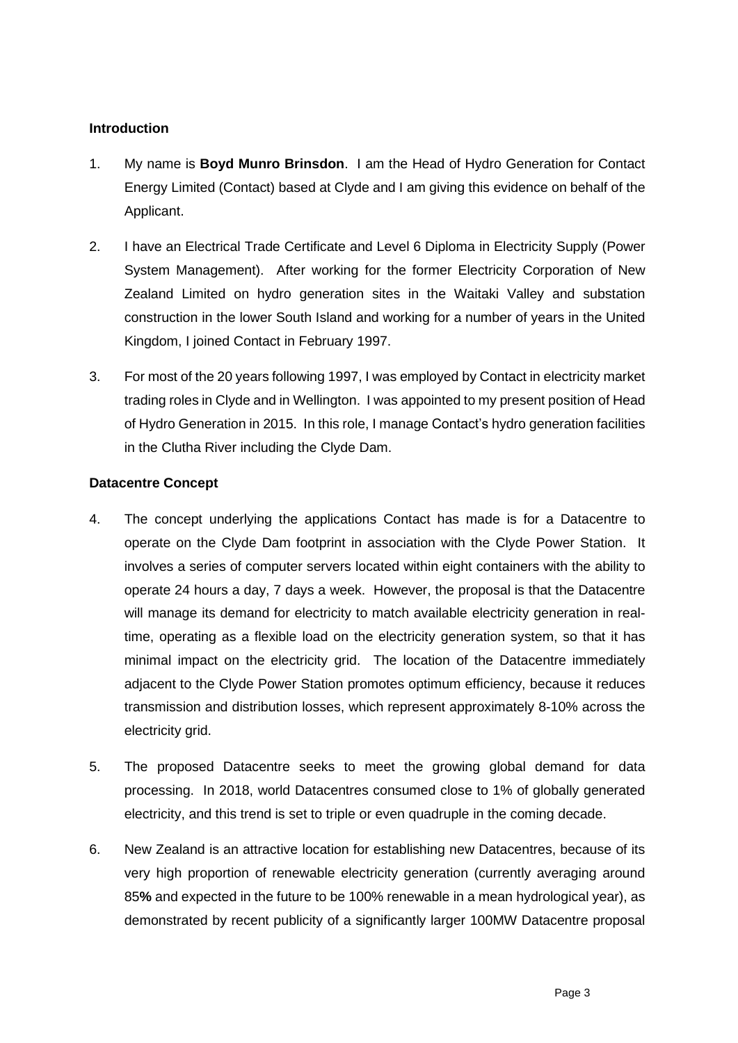## Introduction

1. My name is **Boyd Munro Brinsdon**. I am the Head of Hydro Generation for Contact Energy Limited (Contact) based at Clyde and I am giving this evidence on behalf of the Applicant.

2. I have an Electrical Trade Certificate and Level 6 Diploma in Electricity Supply (Power System Management). After working for the former Electricity Corporation of New Zealand Limited on hydro generation sites in the Waitaki Valley and substation construction in the lower South Island and working for a number of years in the United Kingdom, I joined Contact in February 1997.

3. For most of the 20 years following 1997, I was employed by Contact in electricity market trading roles in Clyde and in Wellington. I was appointed to my present position of Head of Hydro Generation in 2015. In this role, I manage Contact's hydro generation facilities in the Clutha River including the Clyde Dam.

## Datacentre Concept

4. The concept underlying the applications Contact has made is for a Datacentre to operate on the Clyde Dam footprint in association with the Clyde Power Station. It involves a series of computer servers located within eight containers with the ability to operate 24 hours a day, 7 days a week. However, the proposal is that the Datacentre will manage its demand for electricity to match available electricity generation in real-time, operating as a flexible load on the electricity generation system, so that it has minimal impact on the electricity grid. The location of the Datacentre immediately adjacent to the Clyde Power Station promotes optimum efficiency, because it reduces transmission and distribution losses, which represent approximately 8-10% across the electricity grid.

5. The proposed Datacentre seeks to meet the growing global demand for data processing. In 2018, world Datacentres consumed close to 1% of globally generated electricity, and this trend is set to triple or even quadruple in the coming decade.

6. New Zealand is an attractive location for establishing new Datacentres, because of its very high proportion of renewable electricity generation (currently averaging around 85**%** and expected in the future to be 100% renewable in a mean hydrological year), as demonstrated by recent publicity of a significantly larger 100MW Datacentre proposal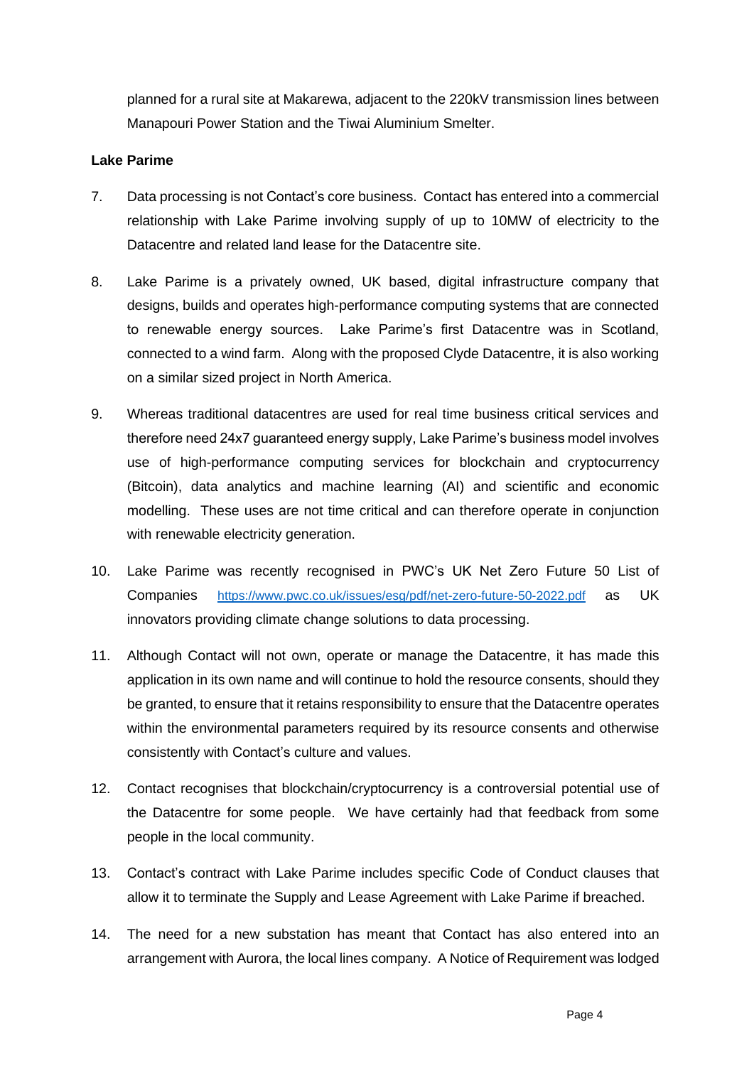planned for a rural site at Makarewa, adjacent to the 220kV transmission lines between Manapouri Power Station and the Tiwai Aluminium Smelter.

**Lake Parime**

7. Data processing is not Contact's core business. Contact has entered into a commercial relationship with Lake Parime involving supply of up to 10MW of electricity to the Datacentre and related land lease for the Datacentre site.

8. Lake Parime is a privately owned, UK based, digital infrastructure company that designs, builds and operates high-performance computing systems that are connected to renewable energy sources. Lake Parime's first Datacentre was in Scotland, connected to a wind farm. Along with the proposed Clyde Datacentre, it is also working on a similar sized project in North America.

9. Whereas traditional datacentres are used for real time business critical services and therefore need 24x7 guaranteed energy supply, Lake Parime's business model involves use of high-performance computing services for blockchain and cryptocurrency (Bitcoin), data analytics and machine learning (AI) and scientific and economic modelling. These uses are not time critical and can therefore operate in conjunction with renewable electricity generation.

10. Lake Parime was recently recognised in PWC's UK Net Zero Future 50 List of Companies https://www.pwc.co.uk/issues/esg/pdf/net-zero-future-50-2022.pdf as UK innovators providing climate change solutions to data processing.

11. Although Contact will not own, operate or manage the Datacentre, it has made this application in its own name and will continue to hold the resource consents, should they be granted, to ensure that it retains responsibility to ensure that the Datacentre operates within the environmental parameters required by its resource consents and otherwise consistently with Contact's culture and values.

12. Contact recognises that blockchain/cryptocurrency is a controversial potential use of the Datacentre for some people. We have certainly had that feedback from some people in the local community.

13. Contact's contract with Lake Parime includes specific Code of Conduct clauses that allow it to terminate the Supply and Lease Agreement with Lake Parime if breached.

14. The need for a new substation has meant that Contact has also entered into an arrangement with Aurora, the local lines company. A Notice of Requirement was lodged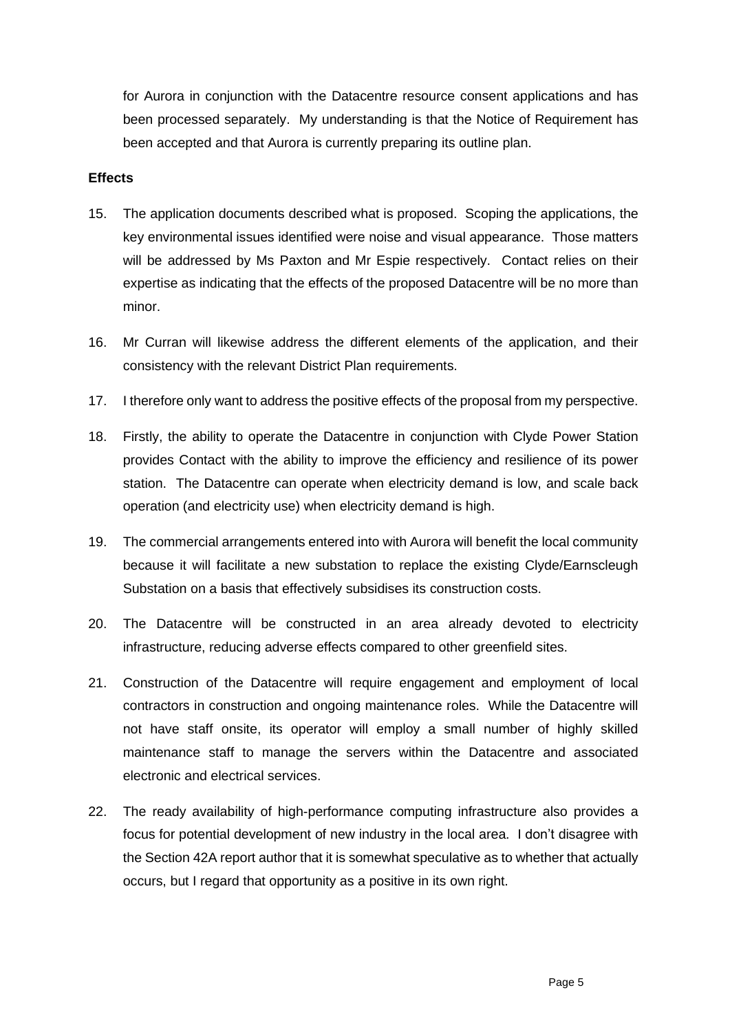for Aurora in conjunction with the Datacentre resource consent applications and has been processed separately. My understanding is that the Notice of Requirement has been accepted and that Aurora is currently preparing its outline plan.

**Effects**

15. The application documents described what is proposed. Scoping the applications, the key environmental issues identified were noise and visual appearance. Those matters will be addressed by Ms Paxton and Mr Espie respectively. Contact relies on their expertise as indicating that the effects of the proposed Datacentre will be no more than minor.

16. Mr Curran will likewise address the different elements of the application, and their consistency with the relevant District Plan requirements.

17. I therefore only want to address the positive effects of the proposal from my perspective.

18. Firstly, the ability to operate the Datacentre in conjunction with Clyde Power Station provides Contact with the ability to improve the efficiency and resilience of its power station. The Datacentre can operate when electricity demand is low, and scale back operation (and electricity use) when electricity demand is high.

19. The commercial arrangements entered into with Aurora will benefit the local community because it will facilitate a new substation to replace the existing Clyde/Earnscleugh Substation on a basis that effectively subsidises its construction costs.

20. The Datacentre will be constructed in an area already devoted to electricity infrastructure, reducing adverse effects compared to other greenfield sites.

21. Construction of the Datacentre will require engagement and employment of local contractors in construction and ongoing maintenance roles. While the Datacentre will not have staff onsite, its operator will employ a small number of highly skilled maintenance staff to manage the servers within the Datacentre and associated electronic and electrical services.

22. The ready availability of high-performance computing infrastructure also provides a focus for potential development of new industry in the local area. I don't disagree with the Section 42A report author that it is somewhat speculative as to whether that actually occurs, but I regard that opportunity as a positive in its own right.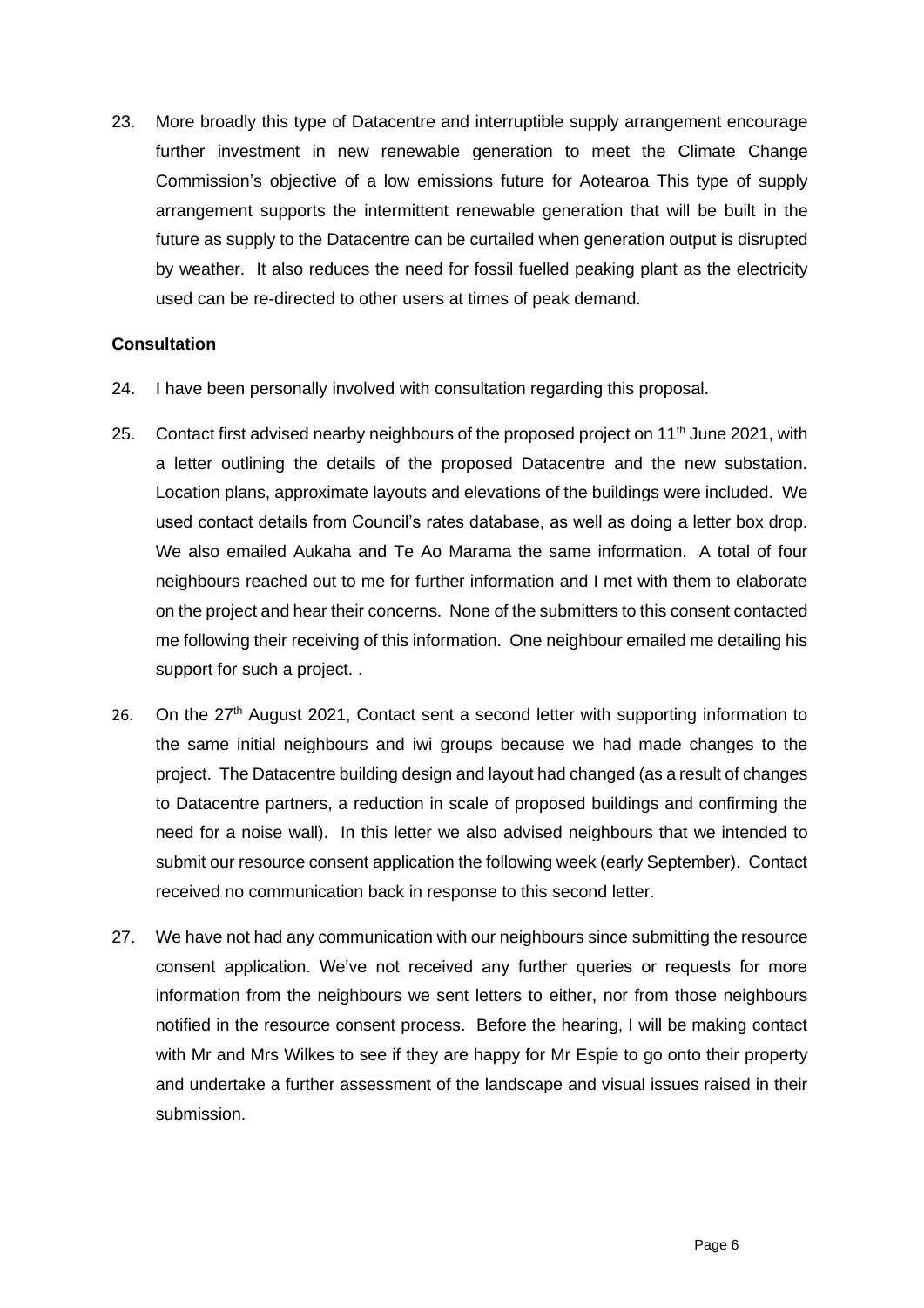23. More broadly this type of Datacentre and interruptible supply arrangement encourage further investment in new renewable generation to meet the Climate Change Commission's objective of a low emissions future for Aotearoa This type of supply arrangement supports the intermittent renewable generation that will be built in the future as supply to the Datacentre can be curtailed when generation output is disrupted by weather. It also reduces the need for fossil fuelled peaking plant as the electricity used can be re-directed to other users at times of peak demand.

**Consultation**

24. I have been personally involved with consultation regarding this proposal.

25. Contact first advised nearby neighbours of the proposed project on 11th June 2021, with a letter outlining the details of the proposed Datacentre and the new substation. Location plans, approximate layouts and elevations of the buildings were included. We used contact details from Council's rates database, as well as doing a letter box drop. We also emailed Aukaha and Te Ao Marama the same information. A total of four neighbours reached out to me for further information and I met with them to elaborate on the project and hear their concerns. None of the submitters to this consent contacted me following their receiving of this information. One neighbour emailed me detailing his support for such a project. .

26. On the 27th August 2021, Contact sent a second letter with supporting information to the same initial neighbours and iwi groups because we had made changes to the project. The Datacentre building design and layout had changed (as a result of changes to Datacentre partners, a reduction in scale of proposed buildings and confirming the need for a noise wall). In this letter we also advised neighbours that we intended to submit our resource consent application the following week (early September). Contact received no communication back in response to this second letter.

27. We have not had any communication with our neighbours since submitting the resource consent application. We've not received any further queries or requests for more information from the neighbours we sent letters to either, nor from those neighbours notified in the resource consent process. Before the hearing, I will be making contact with Mr and Mrs Wilkes to see if they are happy for Mr Espie to go onto their property and undertake a further assessment of the landscape and visual issues raised in their submission.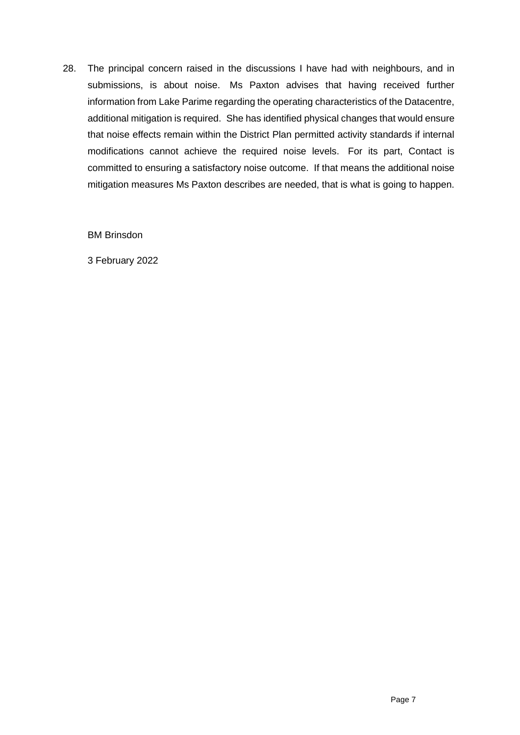28. The principal concern raised in the discussions I have had with neighbours, and in submissions, is about noise. Ms Paxton advises that having received further information from Lake Parime regarding the operating characteristics of the Datacentre, additional mitigation is required. She has identified physical changes that would ensure that noise effects remain within the District Plan permitted activity standards if internal modifications cannot achieve the required noise levels. For its part, Contact is committed to ensuring a satisfactory noise outcome. If that means the additional noise mitigation measures Ms Paxton describes are needed, that is what is going to happen.

BM Brinsdon

3 February 2022